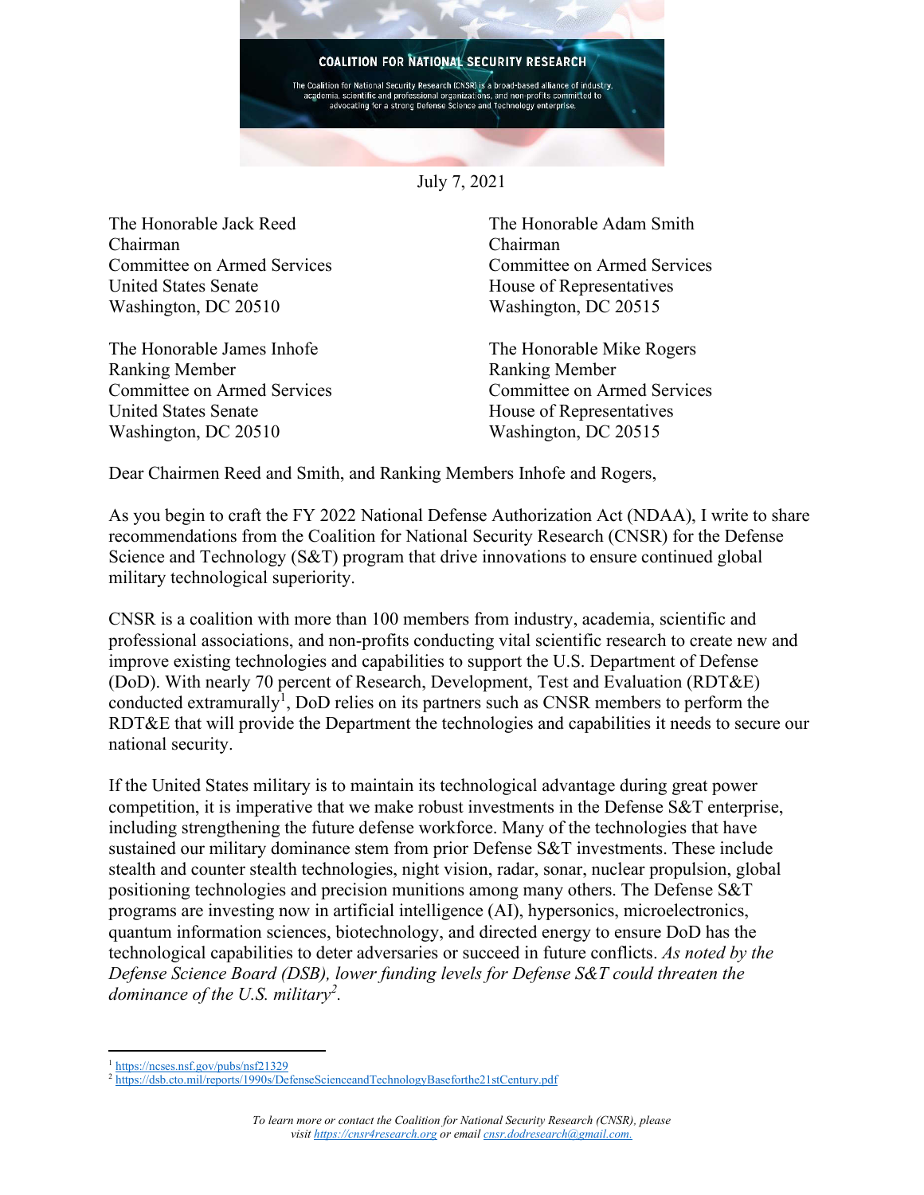**COALITION FOR NATIONAL SECURITY RESEARCH**

The Coalition for National Security Research (CNSR) is a broad-based alliance of industry, academia, scientific and professional organizations, and non-profits committed to advocating for a strong Defense Science and Technology enterprise.

July 7, 2021

The Honorable Jack Reed
Chairman
Committee on Armed Services
United States Senate
Washington, DC 20510

The Honorable Adam Smith
Chairman
Committee on Armed Services
House of Representatives
Washington, DC 20515

The Honorable James Inhofe
Ranking Member
Committee on Armed Services
United States Senate
Washington, DC 20510

The Honorable Mike Rogers
Ranking Member
Committee on Armed Services
House of Representatives
Washington, DC 20515

Dear Chairmen Reed and Smith, and Ranking Members Inhofe and Rogers,

As you begin to craft the FY 2022 National Defense Authorization Act (NDAA), I write to share recommendations from the Coalition for National Security Research (CNSR) for the Defense Science and Technology (S&T) program that drive innovations to ensure continued global military technological superiority.

CNSR is a coalition with more than 100 members from industry, academia, scientific and professional associations, and non-profits conducting vital scientific research to create new and improve existing technologies and capabilities to support the U.S. Department of Defense (DoD). With nearly 70 percent of Research, Development, Test and Evaluation (RDT&E) conducted extramurally[1], DoD relies on its partners such as CNSR members to perform the RDT&E that will provide the Department the technologies and capabilities it needs to secure our national security.

If the United States military is to maintain its technological advantage during great power competition, it is imperative that we make robust investments in the Defense S&T enterprise, including strengthening the future defense workforce. Many of the technologies that have sustained our military dominance stem from prior Defense S&T investments. These include stealth and counter stealth technologies, night vision, radar, sonar, nuclear propulsion, global positioning technologies and precision munitions among many others. The Defense S&T programs are investing now in artificial intelligence (AI), hypersonics, microelectronics, quantum information sciences, biotechnology, and directed energy to ensure DoD has the technological capabilities to deter adversaries or succeed in future conflicts. *As noted by the Defense Science Board (DSB), lower funding levels for Defense S&T could threaten the dominance of the U.S. military[2].*

[1] https://ncses.nsf.gov/pubs/nsf21329
[2] https://dsb.cto.mil/reports/1990s/DefenseScienceandTechnologyBaseforthe21stCentury.pdf

*To learn more or contact the Coalition for National Security Research (CNSR), please visit https://cnsr4research.org or email cnsr.dodresearch@gmail.com.*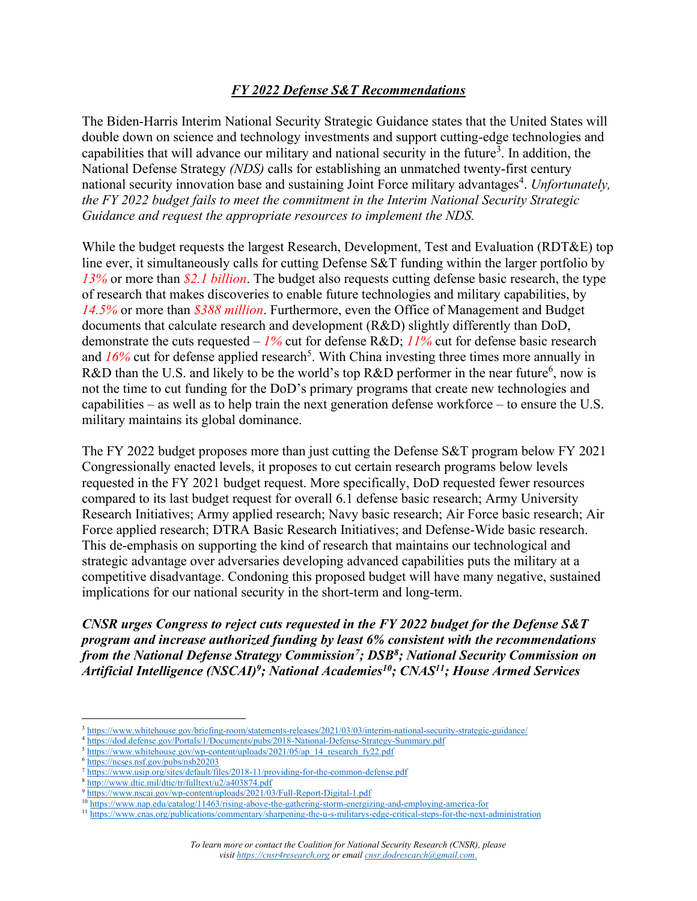## ***FY 2022 Defense S&T Recommendations***

The Biden-Harris Interim National Security Strategic Guidance states that the United States will double down on science and technology investments and support cutting-edge technologies and capabilities that will advance our military and national security in the future[3]. In addition, the National Defense Strategy *(NDS)* calls for establishing an unmatched twenty-first century national security innovation base and sustaining Joint Force military advantages[4]. *Unfortunately, the FY 2022 budget fails to meet the commitment in the Interim National Security Strategic Guidance and request the appropriate resources to implement the NDS.*

While the budget requests the largest Research, Development, Test and Evaluation (RDT&E) top line ever, it simultaneously calls for cutting Defense S&T funding within the larger portfolio by *13%* or more than *$2.1 billion*. The budget also requests cutting defense basic research, the type of research that makes discoveries to enable future technologies and military capabilities, by *14.5%* or more than *$388 million*. Furthermore, even the Office of Management and Budget documents that calculate research and development (R&D) slightly differently than DoD, demonstrate the cuts requested – *1%* cut for defense R&D; *11%* cut for defense basic research and *16%* cut for defense applied research[5]. With China investing three times more annually in R&D than the U.S. and likely to be the world's top R&D performer in the near future[6], now is not the time to cut funding for the DoD's primary programs that create new technologies and capabilities – as well as to help train the next generation defense workforce – to ensure the U.S. military maintains its global dominance.

The FY 2022 budget proposes more than just cutting the Defense S&T program below FY 2021 Congressionally enacted levels, it proposes to cut certain research programs below levels requested in the FY 2021 budget request. More specifically, DoD requested fewer resources compared to its last budget request for overall 6.1 defense basic research; Army University Research Initiatives; Army applied research; Navy basic research; Air Force basic research; Air Force applied research; DTRA Basic Research Initiatives; and Defense-Wide basic research. This de-emphasis on supporting the kind of research that maintains our technological and strategic advantage over adversaries developing advanced capabilities puts the military at a competitive disadvantage. Condoning this proposed budget will have many negative, sustained implications for our national security in the short-term and long-term.

***CNSR urges Congress to reject cuts requested in the FY 2022 budget for the Defense S&T program and increase authorized funding by least 6% consistent with the recommendations from the National Defense Strategy Commission[7]; DSB[8]; National Security Commission on Artificial Intelligence (NSCAI)[9]; National Academies[10]; CNAS[11]; House Armed Services***

---

[3] https://www.whitehouse.gov/briefing-room/statements-releases/2021/03/03/interim-national-security-strategic-guidance/

[4] https://dod.defense.gov/Portals/1/Documents/pubs/2018-National-Defense-Strategy-Summary.pdf

[5] https://www.whitehouse.gov/wp-content/uploads/2021/05/ap_14_research_fy22.pdf

[6] https://ncses.nsf.gov/pubs/nsb20203

[7] https://www.usip.org/sites/default/files/2018-11/providing-for-the-common-defense.pdf

[8] http://www.dtic.mil/dtic/tr/fulltext/u2/a403874.pdf

[9] https://www.nscai.gov/wp-content/uploads/2021/03/Full-Report-Digital-1.pdf

[10] https://www.nap.edu/catalog/11463/rising-above-the-gathering-storm-energizing-and-employing-america-for

[11] https://www.cnas.org/publications/commentary/sharpening-the-u-s-militarys-edge-critical-steps-for-the-next-administration

*To learn more or contact the Coalition for National Security Research (CNSR), please visit https://cnsr4research.org or email cnsr.dodresearch@gmail.com.*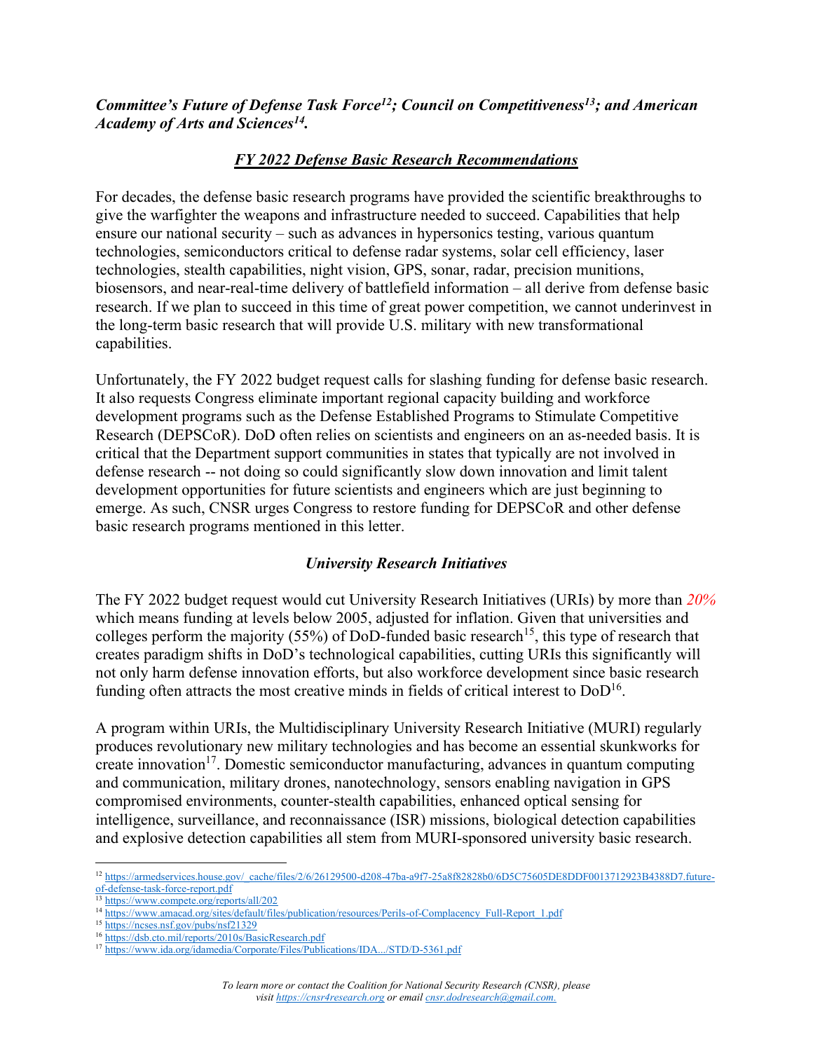***Committee's Future of Defense Task Force[12]; Council on Competitiveness[13]; and American Academy of Arts and Sciences[14].***

## ***FY 2022 Defense Basic Research Recommendations***

For decades, the defense basic research programs have provided the scientific breakthroughs to give the warfighter the weapons and infrastructure needed to succeed. Capabilities that help ensure our national security – such as advances in hypersonics testing, various quantum technologies, semiconductors critical to defense radar systems, solar cell efficiency, laser technologies, stealth capabilities, night vision, GPS, sonar, radar, precision munitions, biosensors, and near-real-time delivery of battlefield information – all derive from defense basic research. If we plan to succeed in this time of great power competition, we cannot underinvest in the long-term basic research that will provide U.S. military with new transformational capabilities.

Unfortunately, the FY 2022 budget request calls for slashing funding for defense basic research. It also requests Congress eliminate important regional capacity building and workforce development programs such as the Defense Established Programs to Stimulate Competitive Research (DEPSCoR). DoD often relies on scientists and engineers on an as-needed basis. It is critical that the Department support communities in states that typically are not involved in defense research -- not doing so could significantly slow down innovation and limit talent development opportunities for future scientists and engineers which are just beginning to emerge. As such, CNSR urges Congress to restore funding for DEPSCoR and other defense basic research programs mentioned in this letter.

### *University Research Initiatives*

The FY 2022 budget request would cut University Research Initiatives (URIs) by more than *20%* which means funding at levels below 2005, adjusted for inflation. Given that universities and colleges perform the majority (55%) of DoD-funded basic research[15], this type of research that creates paradigm shifts in DoD's technological capabilities, cutting URIs this significantly will not only harm defense innovation efforts, but also workforce development since basic research funding often attracts the most creative minds in fields of critical interest to DoD[16].

A program within URIs, the Multidisciplinary University Research Initiative (MURI) regularly produces revolutionary new military technologies and has become an essential skunkworks for create innovation[17]. Domestic semiconductor manufacturing, advances in quantum computing and communication, military drones, nanotechnology, sensors enabling navigation in GPS compromised environments, counter-stealth capabilities, enhanced optical sensing for intelligence, surveillance, and reconnaissance (ISR) missions, biological detection capabilities and explosive detection capabilities all stem from MURI-sponsored university basic research.

---

[12] https://armedservices.house.gov/_cache/files/2/6/26129500-d208-47ba-a9f7-25a8f82828b0/6D5C75605DE8DDF0013712923B4388D7.future-of-defense-task-force-report.pdf

[13] https://www.compete.org/reports/all/202

[14] https://www.amacad.org/sites/default/files/publication/resources/Perils-of-Complacency_Full-Report_1.pdf

[15] https://ncses.nsf.gov/pubs/nsf21329

[16] https://dsb.cto.mil/reports/2010s/BasicResearch.pdf

[17] https://www.ida.org/idamedia/Corporate/Files/Publications/IDA.../STD/D-5361.pdf

*To learn more or contact the Coalition for National Security Research (CNSR), please visit https://cnsr4research.org or email cnsr.dodresearch@gmail.com.*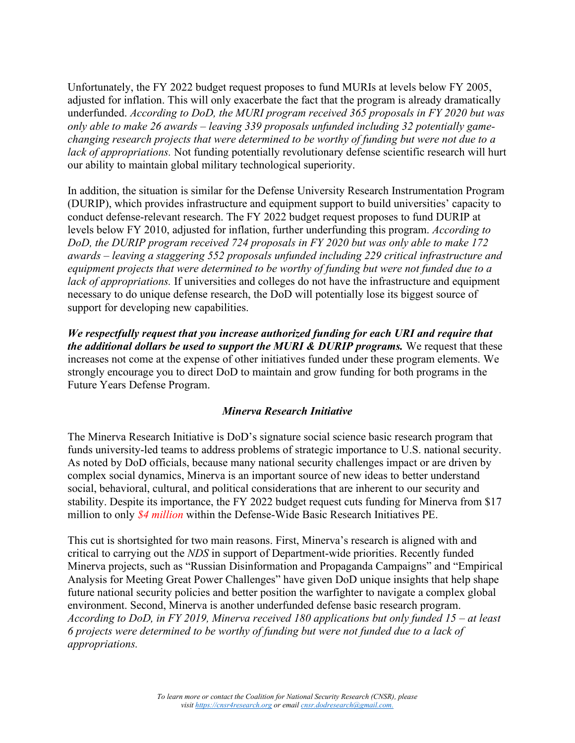Unfortunately, the FY 2022 budget request proposes to fund MURIs at levels below FY 2005, adjusted for inflation. This will only exacerbate the fact that the program is already dramatically underfunded. *According to DoD, the MURI program received 365 proposals in FY 2020 but was only able to make 26 awards – leaving 339 proposals unfunded including 32 potentially game-changing research projects that were determined to be worthy of funding but were not due to a lack of appropriations.* Not funding potentially revolutionary defense scientific research will hurt our ability to maintain global military technological superiority.

In addition, the situation is similar for the Defense University Research Instrumentation Program (DURIP), which provides infrastructure and equipment support to build universities' capacity to conduct defense-relevant research. The FY 2022 budget request proposes to fund DURIP at levels below FY 2010, adjusted for inflation, further underfunding this program. *According to DoD, the DURIP program received 724 proposals in FY 2020 but was only able to make 172 awards – leaving a staggering 552 proposals unfunded including 229 critical infrastructure and equipment projects that were determined to be worthy of funding but were not funded due to a lack of appropriations.* If universities and colleges do not have the infrastructure and equipment necessary to do unique defense research, the DoD will potentially lose its biggest source of support for developing new capabilities.

***We respectfully request that you increase authorized funding for each URI and require that the additional dollars be used to support the MURI & DURIP programs.*** We request that these increases not come at the expense of other initiatives funded under these program elements. We strongly encourage you to direct DoD to maintain and grow funding for both programs in the Future Years Defense Program.

### *Minerva Research Initiative*

The Minerva Research Initiative is DoD's signature social science basic research program that funds university-led teams to address problems of strategic importance to U.S. national security. As noted by DoD officials, because many national security challenges impact or are driven by complex social dynamics, Minerva is an important source of new ideas to better understand social, behavioral, cultural, and political considerations that are inherent to our security and stability. Despite its importance, the FY 2022 budget request cuts funding for Minerva from $17 million to only *$4 million* within the Defense-Wide Basic Research Initiatives PE.

This cut is shortsighted for two main reasons. First, Minerva's research is aligned with and critical to carrying out the *NDS* in support of Department-wide priorities. Recently funded Minerva projects, such as "Russian Disinformation and Propaganda Campaigns" and "Empirical Analysis for Meeting Great Power Challenges" have given DoD unique insights that help shape future national security policies and better position the warfighter to navigate a complex global environment. Second, Minerva is another underfunded defense basic research program. *According to DoD, in FY 2019, Minerva received 180 applications but only funded 15 – at least 6 projects were determined to be worthy of funding but were not funded due to a lack of appropriations.*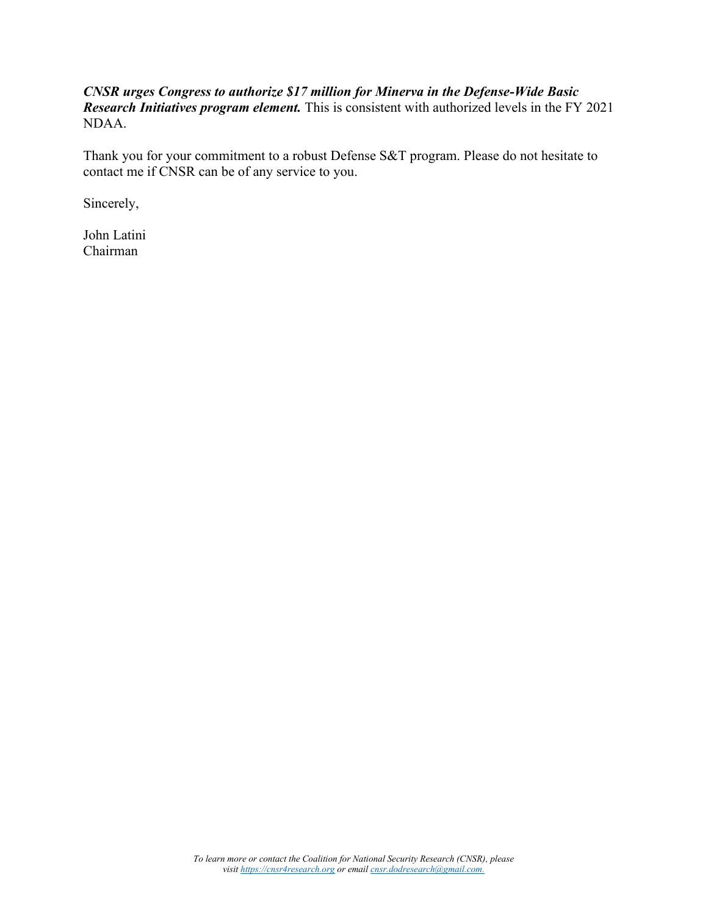***CNSR urges Congress to authorize $17 million for Minerva in the Defense-Wide Basic Research Initiatives program element.*** This is consistent with authorized levels in the FY 2021 NDAA.

Thank you for your commitment to a robust Defense S&T program. Please do not hesitate to contact me if CNSR can be of any service to you.

Sincerely,

John Latini
Chairman

*To learn more or contact the Coalition for National Security Research (CNSR), please visit https://cnsr4research.org or email cnsr.dodresearch@gmail.com.*